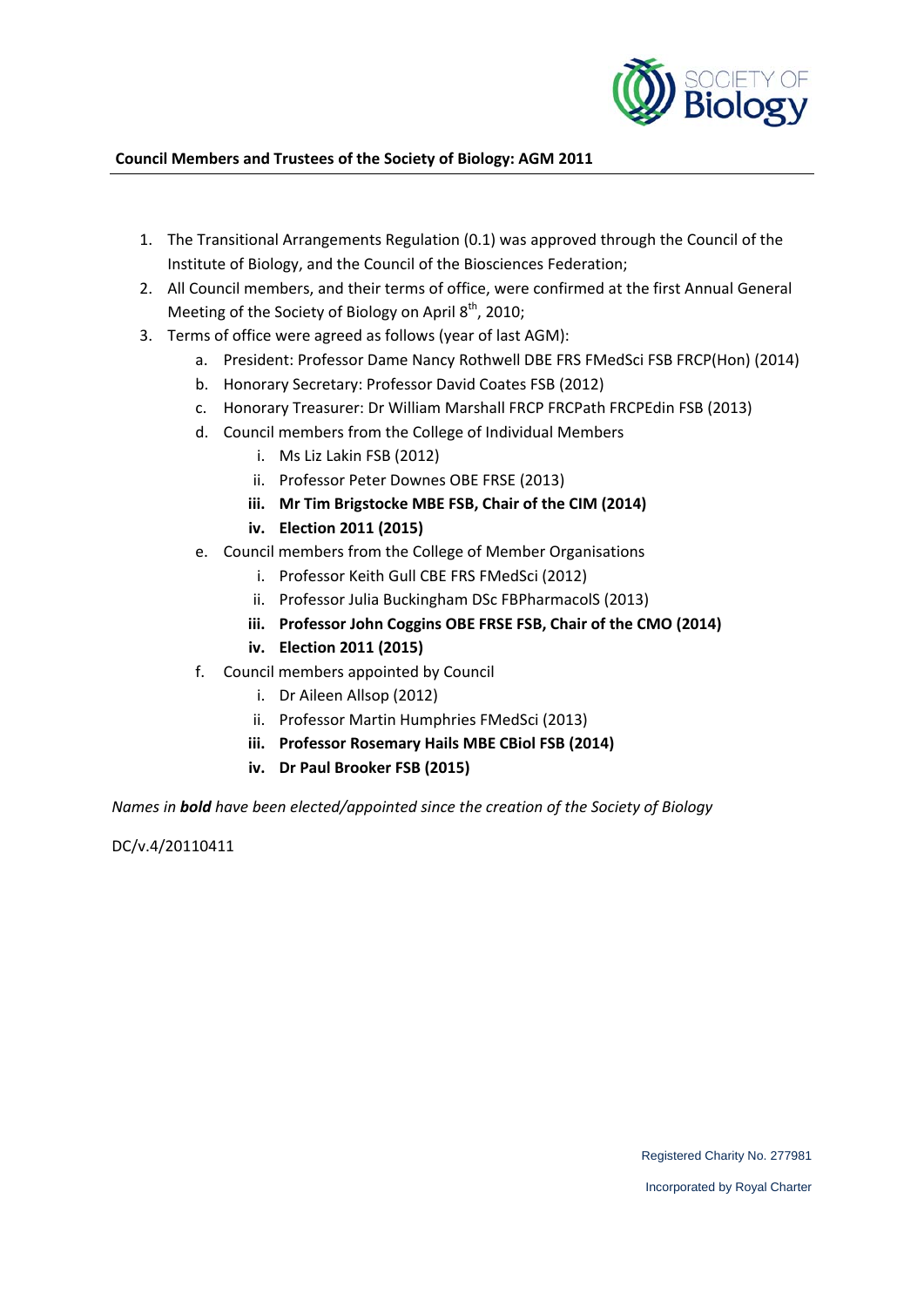**Council Members and Trustees of the Society of Biology: AGM 2011**

1. The Transitional Arrangements Regulation (0.1) was approved through the Council of the Institute of Biology, and the Council of the Biosciences Federation;
2. All Council members, and their terms of office, were confirmed at the first Annual General Meeting of the Society of Biology on April 8th, 2010;
3. Terms of office were agreed as follows (year of last AGM):
   a. President: Professor Dame Nancy Rothwell DBE FRS FMedSci FSB FRCP(Hon) (2014)
   b. Honorary Secretary: Professor David Coates FSB (2012)
   c. Honorary Treasurer: Dr William Marshall FRCP FRCPath FRCPEdin FSB (2013)
   d. Council members from the College of Individual Members
      i. Ms Liz Lakin FSB (2012)
      ii. Professor Peter Downes OBE FRSE (2013)
      iii. **Mr Tim Brigstocke MBE FSB, Chair of the CIM (2014)**
      iv. **Election 2011 (2015)**
   e. Council members from the College of Member Organisations
      i. Professor Keith Gull CBE FRS FMedSci (2012)
      ii. Professor Julia Buckingham DSc FBPharmacolS (2013)
      iii. **Professor John Coggins OBE FRSE FSB, Chair of the CMO (2014)**
      iv. **Election 2011 (2015)**
   f. Council members appointed by Council
      i. Dr Aileen Allsop (2012)
      ii. Professor Martin Humphries FMedSci (2013)
      iii. **Professor Rosemary Hails MBE CBiol FSB (2014)**
      iv. **Dr Paul Brooker FSB (2015)**

*Names in **bold** have been elected/appointed since the creation of the Society of Biology*

DC/v.4/20110411

Registered Charity No. 277981

Incorporated by Royal Charter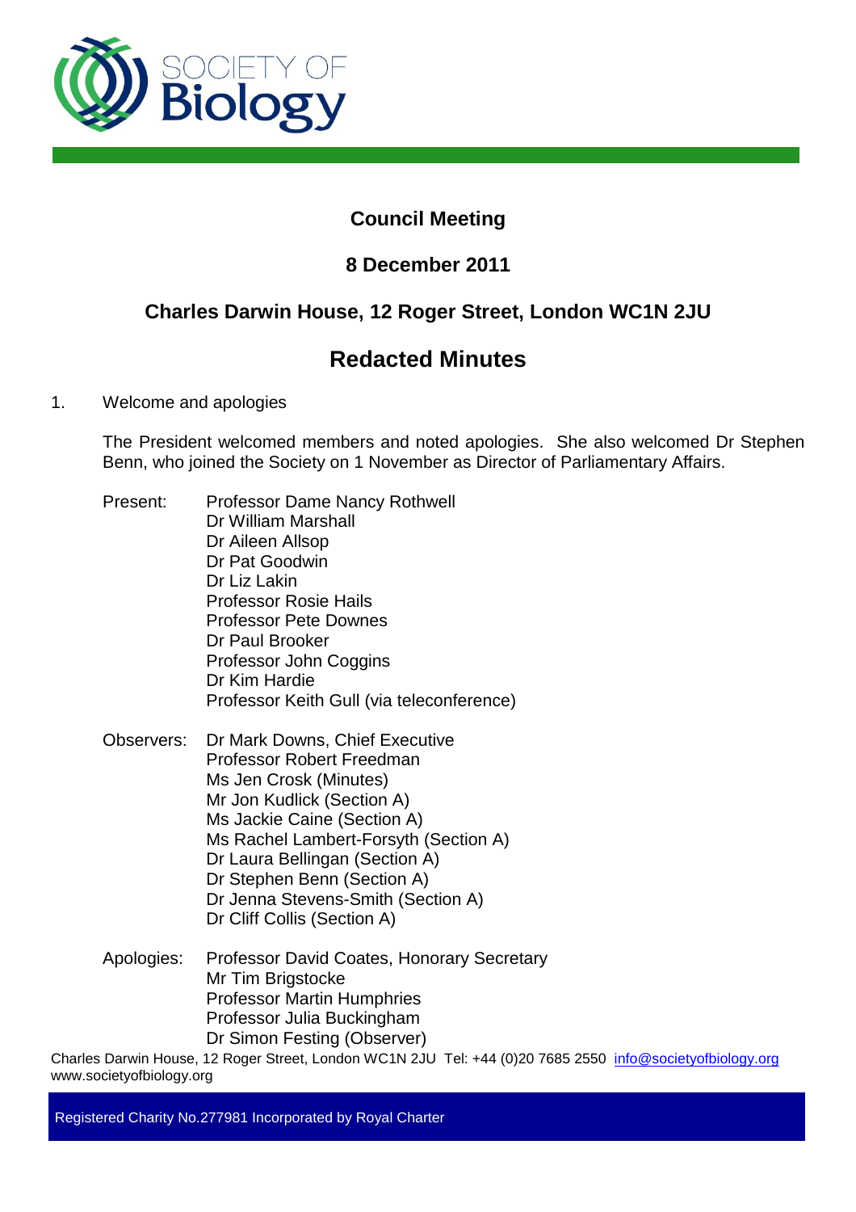# Council Meeting

## 8 December 2011

## Charles Darwin House, 12 Roger Street, London WC1N 2JU

# Redacted Minutes

1. Welcome and apologies

   The President welcomed members and noted apologies. She also welcomed Dr Stephen Benn, who joined the Society on 1 November as Director of Parliamentary Affairs.

   Present:
   Professor Dame Nancy Rothwell
   Dr William Marshall
   Dr Aileen Allsop
   Dr Pat Goodwin
   Dr Liz Lakin
   Professor Rosie Hails
   Professor Pete Downes
   Dr Paul Brooker
   Professor John Coggins
   Dr Kim Hardie
   Professor Keith Gull (via teleconference)

   Observers:
   Dr Mark Downs, Chief Executive
   Professor Robert Freedman
   Ms Jen Crosk (Minutes)
   Mr Jon Kudlick (Section A)
   Ms Jackie Caine (Section A)
   Ms Rachel Lambert-Forsyth (Section A)
   Dr Laura Bellingan (Section A)
   Dr Stephen Benn (Section A)
   Dr Jenna Stevens-Smith (Section A)
   Dr Cliff Collis (Section A)

   Apologies:
   Professor David Coates, Honorary Secretary
   Mr Tim Brigstocke
   Professor Martin Humphries
   Professor Julia Buckingham
   Dr Simon Festing (Observer)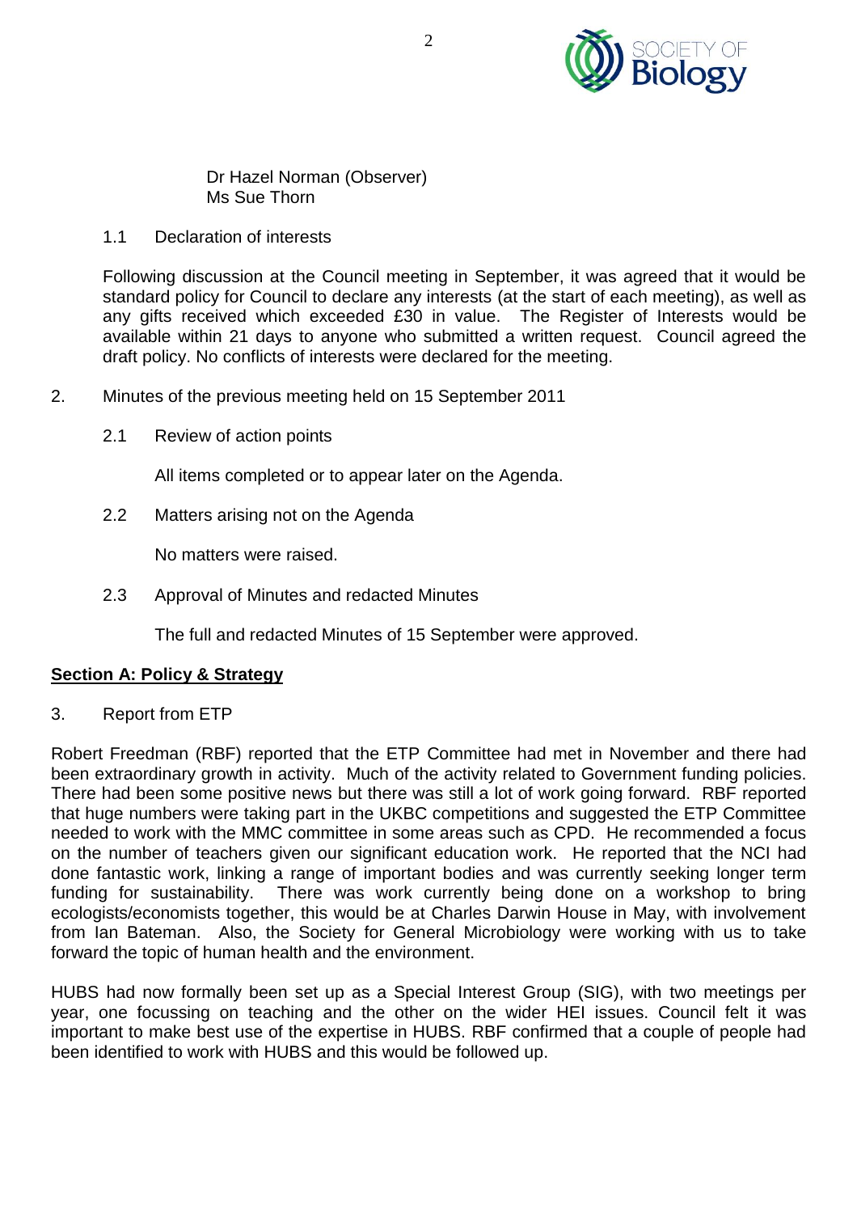Dr Hazel Norman (Observer)
Ms Sue Thorn

1.1 Declaration of interests

Following discussion at the Council meeting in September, it was agreed that it would be standard policy for Council to declare any interests (at the start of each meeting), as well as any gifts received which exceeded £30 in value. The Register of Interests would be available within 21 days to anyone who submitted a written request. Council agreed the draft policy. No conflicts of interests were declared for the meeting.

2. Minutes of the previous meeting held on 15 September 2011

2.1 Review of action points

All items completed or to appear later on the Agenda.

2.2 Matters arising not on the Agenda

No matters were raised.

2.3 Approval of Minutes and redacted Minutes

The full and redacted Minutes of 15 September were approved.

## **Section A: Policy & Strategy**

3. Report from ETP

Robert Freedman (RBF) reported that the ETP Committee had met in November and there had been extraordinary growth in activity. Much of the activity related to Government funding policies. There had been some positive news but there was still a lot of work going forward. RBF reported that huge numbers were taking part in the UKBC competitions and suggested the ETP Committee needed to work with the MMC committee in some areas such as CPD. He recommended a focus on the number of teachers given our significant education work. He reported that the NCI had done fantastic work, linking a range of important bodies and was currently seeking longer term funding for sustainability. There was work currently being done on a workshop to bring ecologists/economists together, this would be at Charles Darwin House in May, with involvement from Ian Bateman. Also, the Society for General Microbiology were working with us to take forward the topic of human health and the environment.

HUBS had now formally been set up as a Special Interest Group (SIG), with two meetings per year, one focussing on teaching and the other on the wider HEI issues. Council felt it was important to make best use of the expertise in HUBS. RBF confirmed that a couple of people had been identified to work with HUBS and this would be followed up.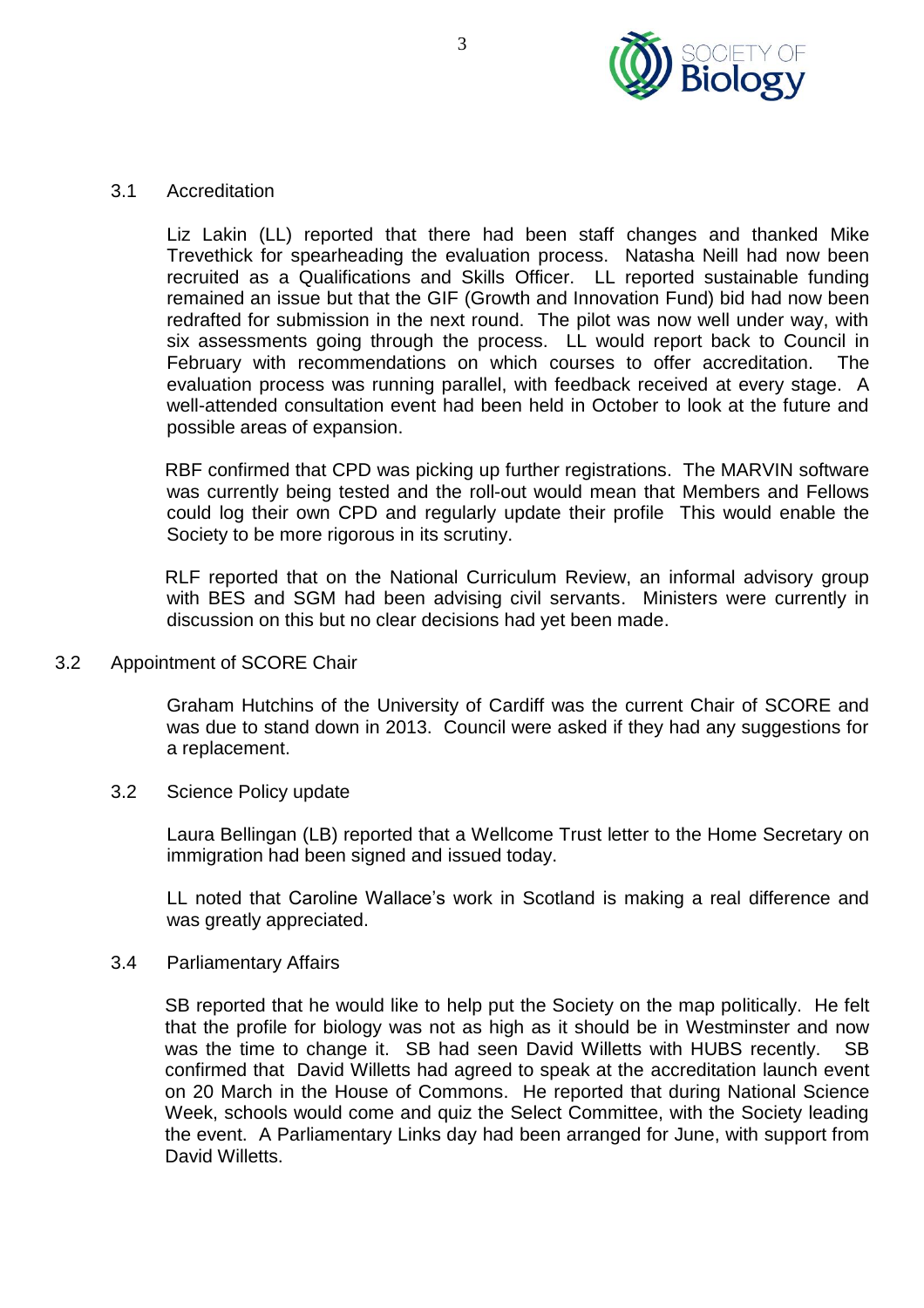3.1 Accreditation

Liz Lakin (LL) reported that there had been staff changes and thanked Mike Trevethick for spearheading the evaluation process. Natasha Neill had now been recruited as a Qualifications and Skills Officer. LL reported sustainable funding remained an issue but that the GIF (Growth and Innovation Fund) bid had now been redrafted for submission in the next round. The pilot was now well under way, with six assessments going through the process. LL would report back to Council in February with recommendations on which courses to offer accreditation. The evaluation process was running parallel, with feedback received at every stage. A well-attended consultation event had been held in October to look at the future and possible areas of expansion.

RBF confirmed that CPD was picking up further registrations. The MARVIN software was currently being tested and the roll-out would mean that Members and Fellows could log their own CPD and regularly update their profile This would enable the Society to be more rigorous in its scrutiny.

RLF reported that on the National Curriculum Review, an informal advisory group with BES and SGM had been advising civil servants. Ministers were currently in discussion on this but no clear decisions had yet been made.

3.2 Appointment of SCORE Chair

Graham Hutchins of the University of Cardiff was the current Chair of SCORE and was due to stand down in 2013. Council were asked if they had any suggestions for a replacement.

3.2 Science Policy update

Laura Bellingan (LB) reported that a Wellcome Trust letter to the Home Secretary on immigration had been signed and issued today.

LL noted that Caroline Wallace's work in Scotland is making a real difference and was greatly appreciated.

3.4 Parliamentary Affairs

SB reported that he would like to help put the Society on the map politically. He felt that the profile for biology was not as high as it should be in Westminster and now was the time to change it. SB had seen David Willetts with HUBS recently. SB confirmed that David Willetts had agreed to speak at the accreditation launch event on 20 March in the House of Commons. He reported that during National Science Week, schools would come and quiz the Select Committee, with the Society leading the event. A Parliamentary Links day had been arranged for June, with support from David Willetts.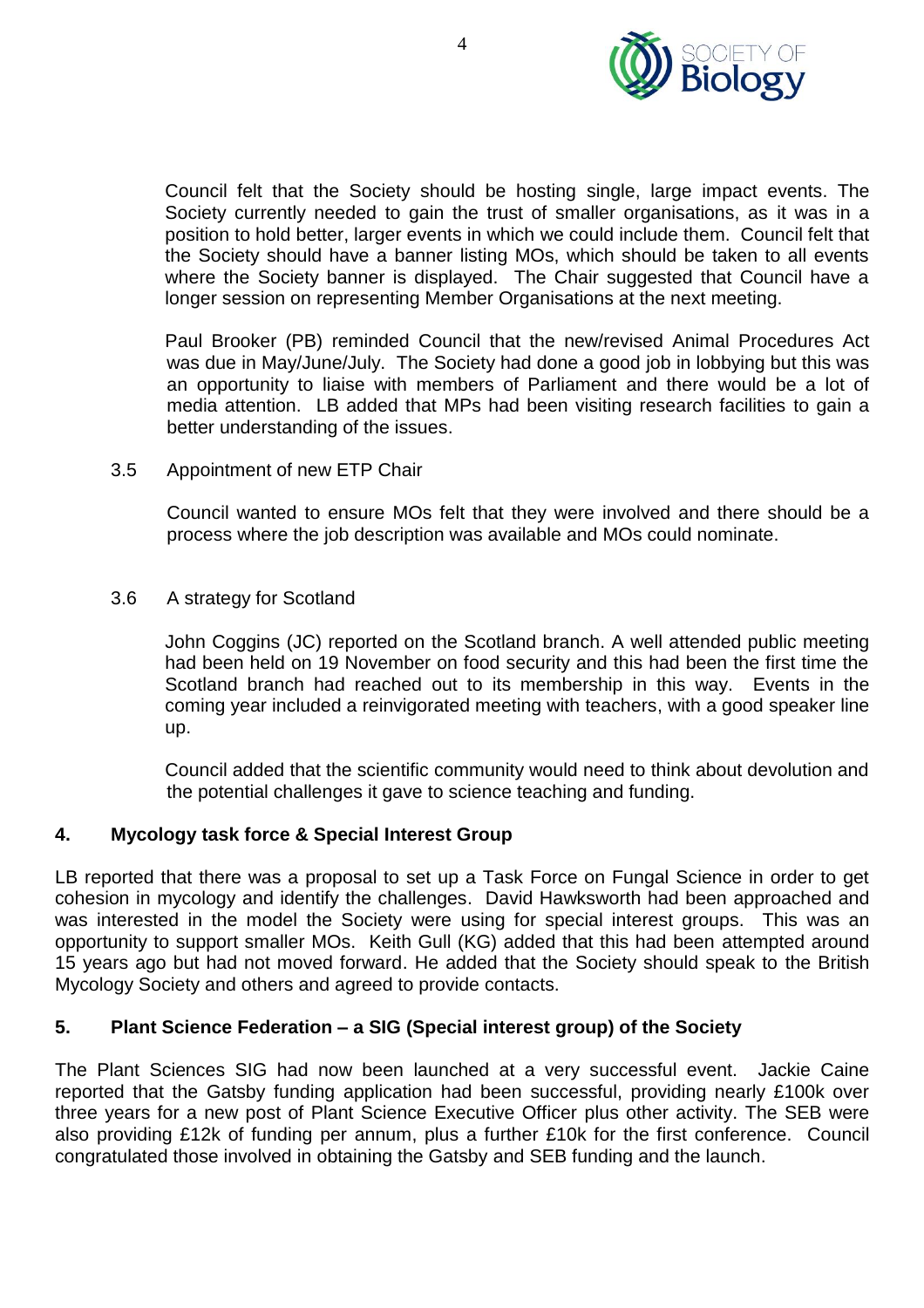Council felt that the Society should be hosting single, large impact events. The Society currently needed to gain the trust of smaller organisations, as it was in a position to hold better, larger events in which we could include them. Council felt that the Society should have a banner listing MOs, which should be taken to all events where the Society banner is displayed. The Chair suggested that Council have a longer session on representing Member Organisations at the next meeting.

Paul Brooker (PB) reminded Council that the new/revised Animal Procedures Act was due in May/June/July. The Society had done a good job in lobbying but this was an opportunity to liaise with members of Parliament and there would be a lot of media attention. LB added that MPs had been visiting research facilities to gain a better understanding of the issues.

3.5 Appointment of new ETP Chair

Council wanted to ensure MOs felt that they were involved and there should be a process where the job description was available and MOs could nominate.

3.6 A strategy for Scotland

John Coggins (JC) reported on the Scotland branch. A well attended public meeting had been held on 19 November on food security and this had been the first time the Scotland branch had reached out to its membership in this way. Events in the coming year included a reinvigorated meeting with teachers, with a good speaker line up.

Council added that the scientific community would need to think about devolution and the potential challenges it gave to science teaching and funding.

## 4. Mycology task force & Special Interest Group

LB reported that there was a proposal to set up a Task Force on Fungal Science in order to get cohesion in mycology and identify the challenges. David Hawksworth had been approached and was interested in the model the Society were using for special interest groups. This was an opportunity to support smaller MOs. Keith Gull (KG) added that this had been attempted around 15 years ago but had not moved forward. He added that the Society should speak to the British Mycology Society and others and agreed to provide contacts.

## 5. Plant Science Federation – a SIG (Special interest group) of the Society

The Plant Sciences SIG had now been launched at a very successful event. Jackie Caine reported that the Gatsby funding application had been successful, providing nearly £100k over three years for a new post of Plant Science Executive Officer plus other activity. The SEB were also providing £12k of funding per annum, plus a further £10k for the first conference. Council congratulated those involved in obtaining the Gatsby and SEB funding and the launch.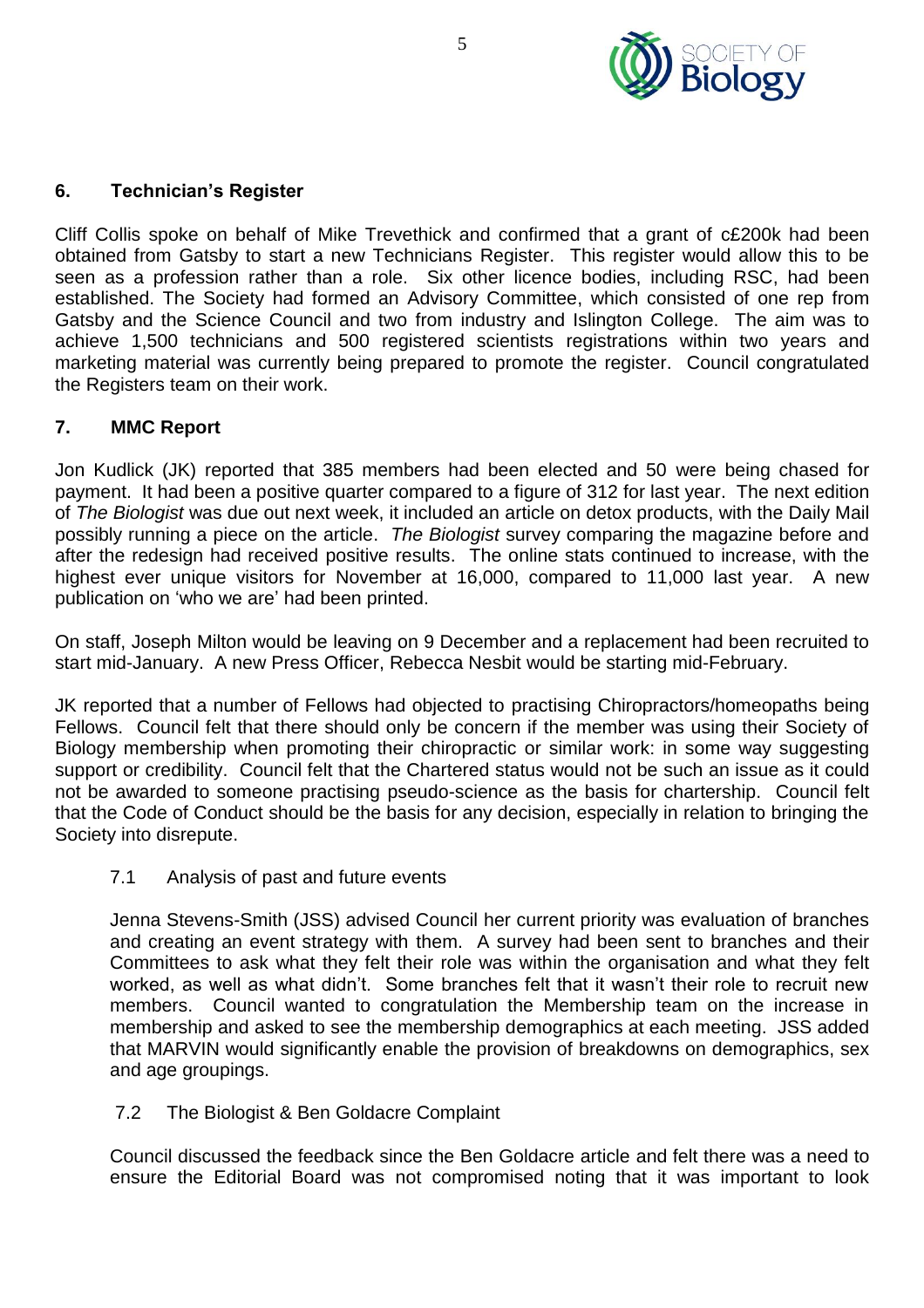## 6. Technician's Register

Cliff Collis spoke on behalf of Mike Trevethick and confirmed that a grant of c£200k had been obtained from Gatsby to start a new Technicians Register. This register would allow this to be seen as a profession rather than a role. Six other licence bodies, including RSC, had been established. The Society had formed an Advisory Committee, which consisted of one rep from Gatsby and the Science Council and two from industry and Islington College. The aim was to achieve 1,500 technicians and 500 registered scientists registrations within two years and marketing material was currently being prepared to promote the register. Council congratulated the Registers team on their work.

## 7. MMC Report

Jon Kudlick (JK) reported that 385 members had been elected and 50 were being chased for payment. It had been a positive quarter compared to a figure of 312 for last year. The next edition of *The Biologist* was due out next week, it included an article on detox products, with the Daily Mail possibly running a piece on the article. *The Biologist* survey comparing the magazine before and after the redesign had received positive results. The online stats continued to increase, with the highest ever unique visitors for November at 16,000, compared to 11,000 last year. A new publication on 'who we are' had been printed.

On staff, Joseph Milton would be leaving on 9 December and a replacement had been recruited to start mid-January. A new Press Officer, Rebecca Nesbit would be starting mid-February.

JK reported that a number of Fellows had objected to practising Chiropractors/homeopaths being Fellows. Council felt that there should only be concern if the member was using their Society of Biology membership when promoting their chiropractic or similar work: in some way suggesting support or credibility. Council felt that the Chartered status would not be such an issue as it could not be awarded to someone practising pseudo-science as the basis for chartership. Council felt that the Code of Conduct should be the basis for any decision, especially in relation to bringing the Society into disrepute.

### 7.1 Analysis of past and future events

Jenna Stevens-Smith (JSS) advised Council her current priority was evaluation of branches and creating an event strategy with them. A survey had been sent to branches and their Committees to ask what they felt their role was within the organisation and what they felt worked, as well as what didn't. Some branches felt that it wasn't their role to recruit new members. Council wanted to congratulation the Membership team on the increase in membership and asked to see the membership demographics at each meeting. JSS added that MARVIN would significantly enable the provision of breakdowns on demographics, sex and age groupings.

### 7.2 The Biologist & Ben Goldacre Complaint

Council discussed the feedback since the Ben Goldacre article and felt there was a need to ensure the Editorial Board was not compromised noting that it was important to look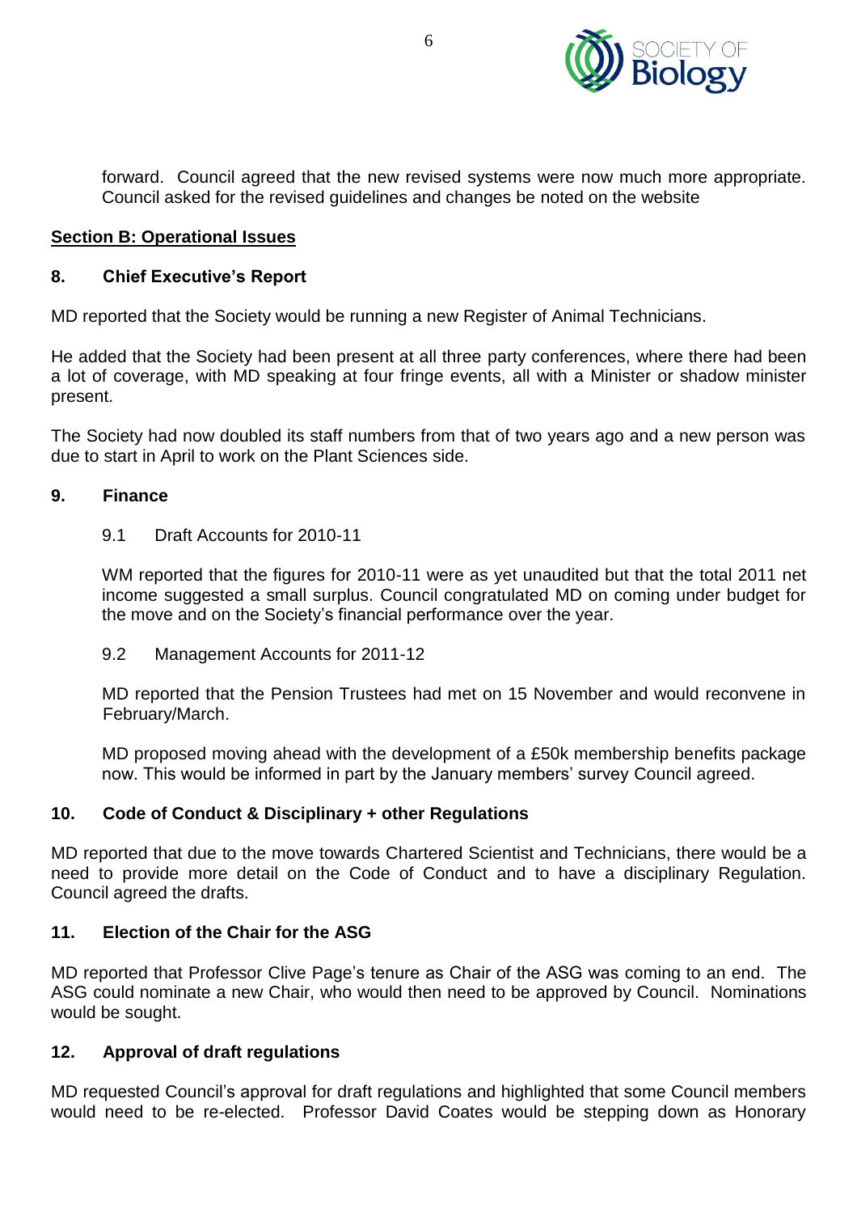forward. Council agreed that the new revised systems were now much more appropriate. Council asked for the revised guidelines and changes be noted on the website

**Section B: Operational Issues**

### 8. Chief Executive's Report

MD reported that the Society would be running a new Register of Animal Technicians.

He added that the Society had been present at all three party conferences, where there had been a lot of coverage, with MD speaking at four fringe events, all with a Minister or shadow minister present.

The Society had now doubled its staff numbers from that of two years ago and a new person was due to start in April to work on the Plant Sciences side.

### 9. Finance

9.1 Draft Accounts for 2010-11

WM reported that the figures for 2010-11 were as yet unaudited but that the total 2011 net income suggested a small surplus. Council congratulated MD on coming under budget for the move and on the Society's financial performance over the year.

9.2 Management Accounts for 2011-12

MD reported that the Pension Trustees had met on 15 November and would reconvene in February/March.

MD proposed moving ahead with the development of a £50k membership benefits package now. This would be informed in part by the January members' survey Council agreed.

### 10. Code of Conduct & Disciplinary + other Regulations

MD reported that due to the move towards Chartered Scientist and Technicians, there would be a need to provide more detail on the Code of Conduct and to have a disciplinary Regulation. Council agreed the drafts.

### 11. Election of the Chair for the ASG

MD reported that Professor Clive Page's tenure as Chair of the ASG was coming to an end. The ASG could nominate a new Chair, who would then need to be approved by Council. Nominations would be sought.

### 12. Approval of draft regulations

MD requested Council's approval for draft regulations and highlighted that some Council members would need to be re-elected. Professor David Coates would be stepping down as Honorary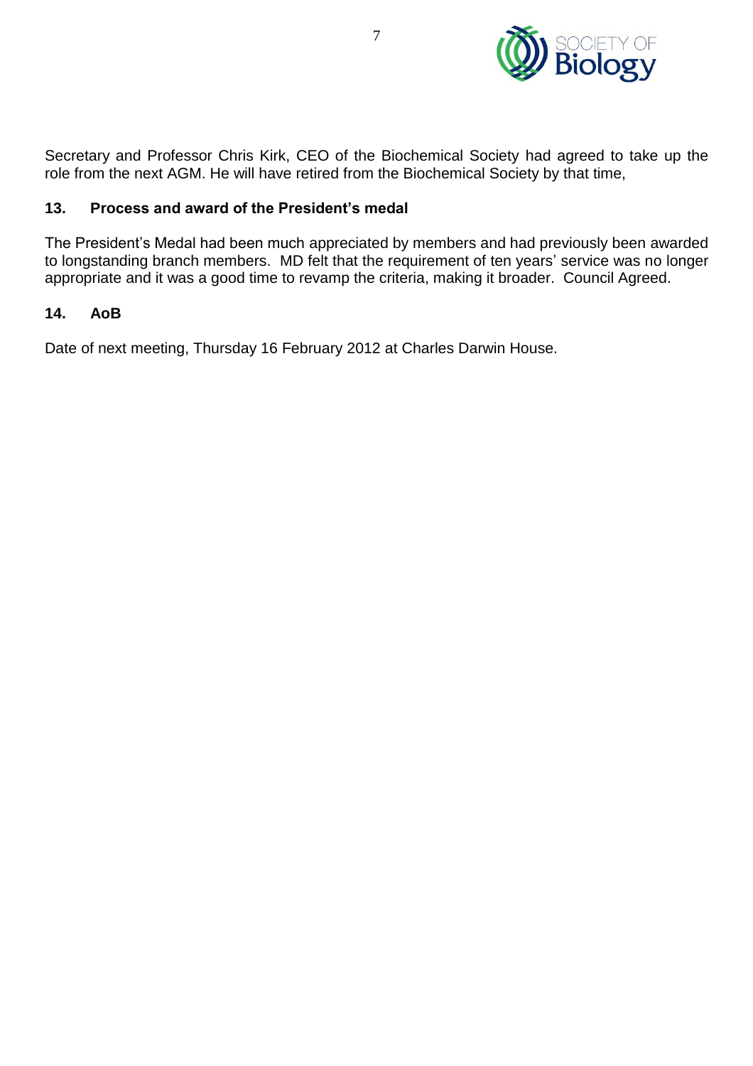Secretary and Professor Chris Kirk, CEO of the Biochemical Society had agreed to take up the role from the next AGM. He will have retired from the Biochemical Society by that time,

### 13. Process and award of the President's medal

The President's Medal had been much appreciated by members and had previously been awarded to longstanding branch members. MD felt that the requirement of ten years' service was no longer appropriate and it was a good time to revamp the criteria, making it broader. Council Agreed.

### 14. AoB

Date of next meeting, Thursday 16 February 2012 at Charles Darwin House.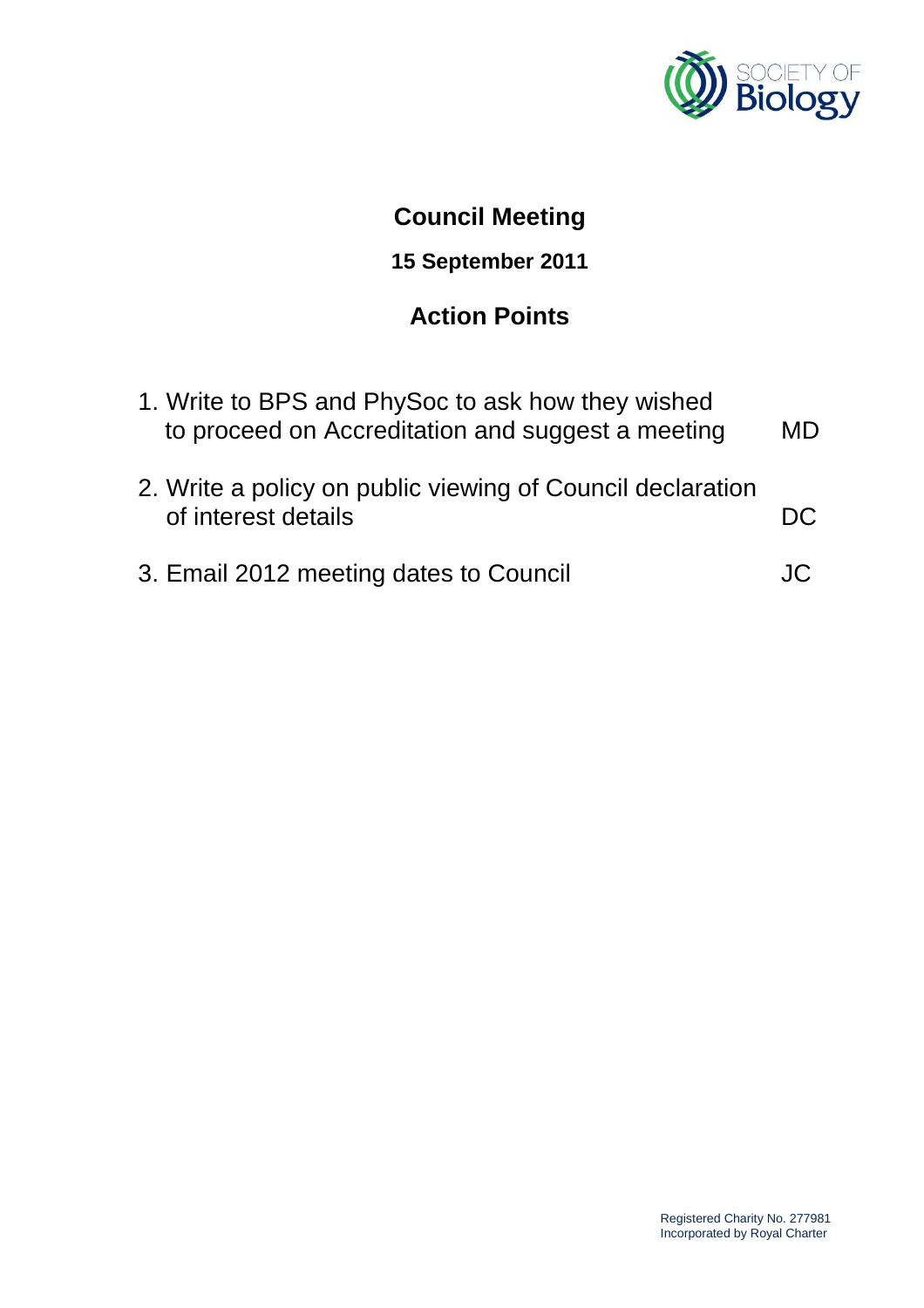# Council Meeting

**15 September 2011**

## Action Points

| Action | |
|---|---|
| 1. Write to BPS and PhySoc to ask how they wished to proceed on Accreditation and suggest a meeting | MD |
| 2. Write a policy on public viewing of Council declaration of interest details | DC |
| 3. Email 2012 meeting dates to Council | JC |

Registered Charity No. 277981
Incorporated by Royal Charter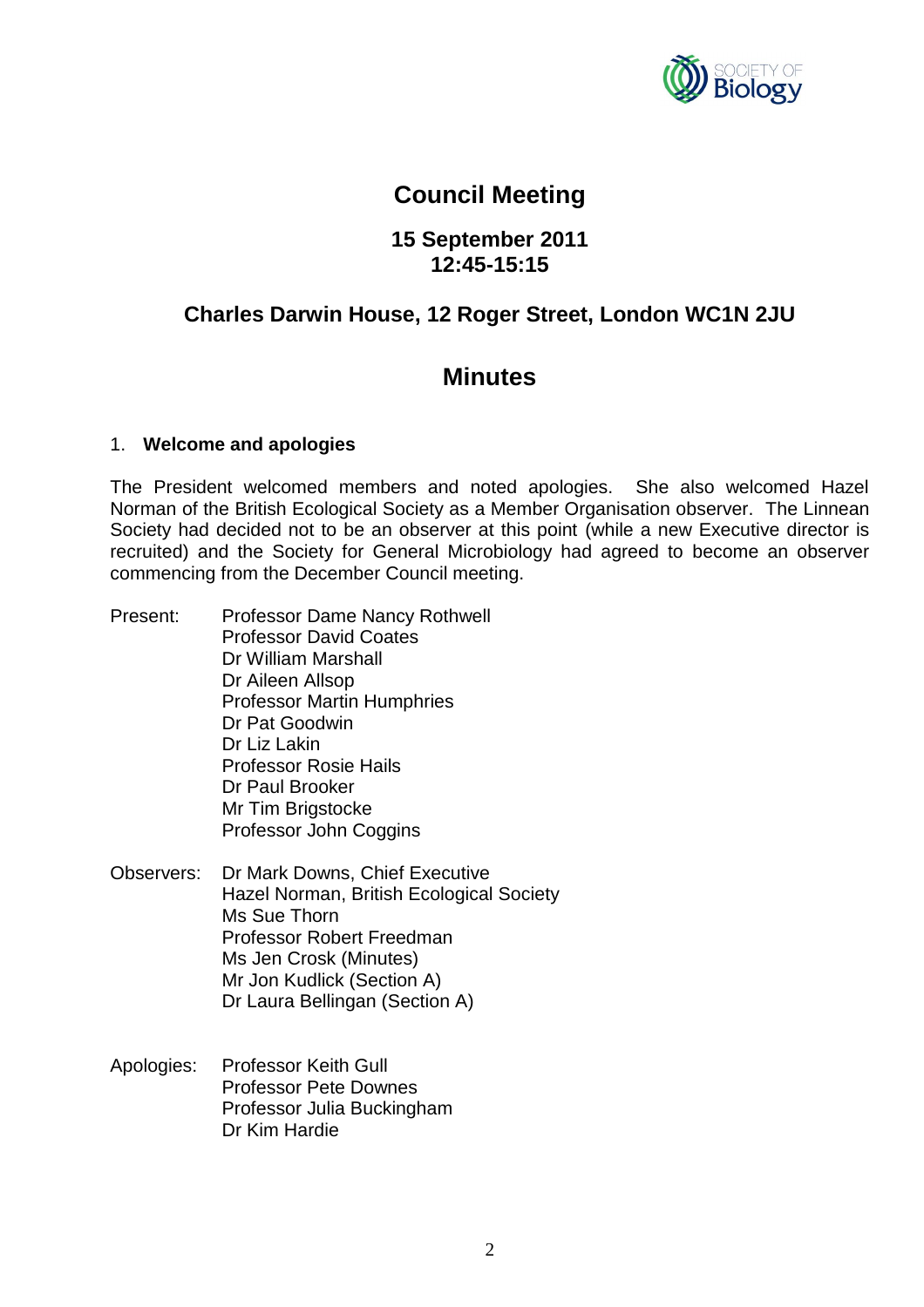# Council Meeting

## 15 September 2011
## 12:45-15:15

## Charles Darwin House, 12 Roger Street, London WC1N 2JU

# Minutes

1. **Welcome and apologies**

The President welcomed members and noted apologies. She also welcomed Hazel Norman of the British Ecological Society as a Member Organisation observer. The Linnean Society had decided not to be an observer at this point (while a new Executive director is recruited) and the Society for General Microbiology had agreed to become an observer commencing from the December Council meeting.

Present:
- Professor Dame Nancy Rothwell
- Professor David Coates
- Dr William Marshall
- Dr Aileen Allsop
- Professor Martin Humphries
- Dr Pat Goodwin
- Dr Liz Lakin
- Professor Rosie Hails
- Dr Paul Brooker
- Mr Tim Brigstocke
- Professor John Coggins

Observers:
- Dr Mark Downs, Chief Executive
- Hazel Norman, British Ecological Society
- Ms Sue Thorn
- Professor Robert Freedman
- Ms Jen Crosk (Minutes)
- Mr Jon Kudlick (Section A)
- Dr Laura Bellingan (Section A)

Apologies:
- Professor Keith Gull
- Professor Pete Downes
- Professor Julia Buckingham
- Dr Kim Hardie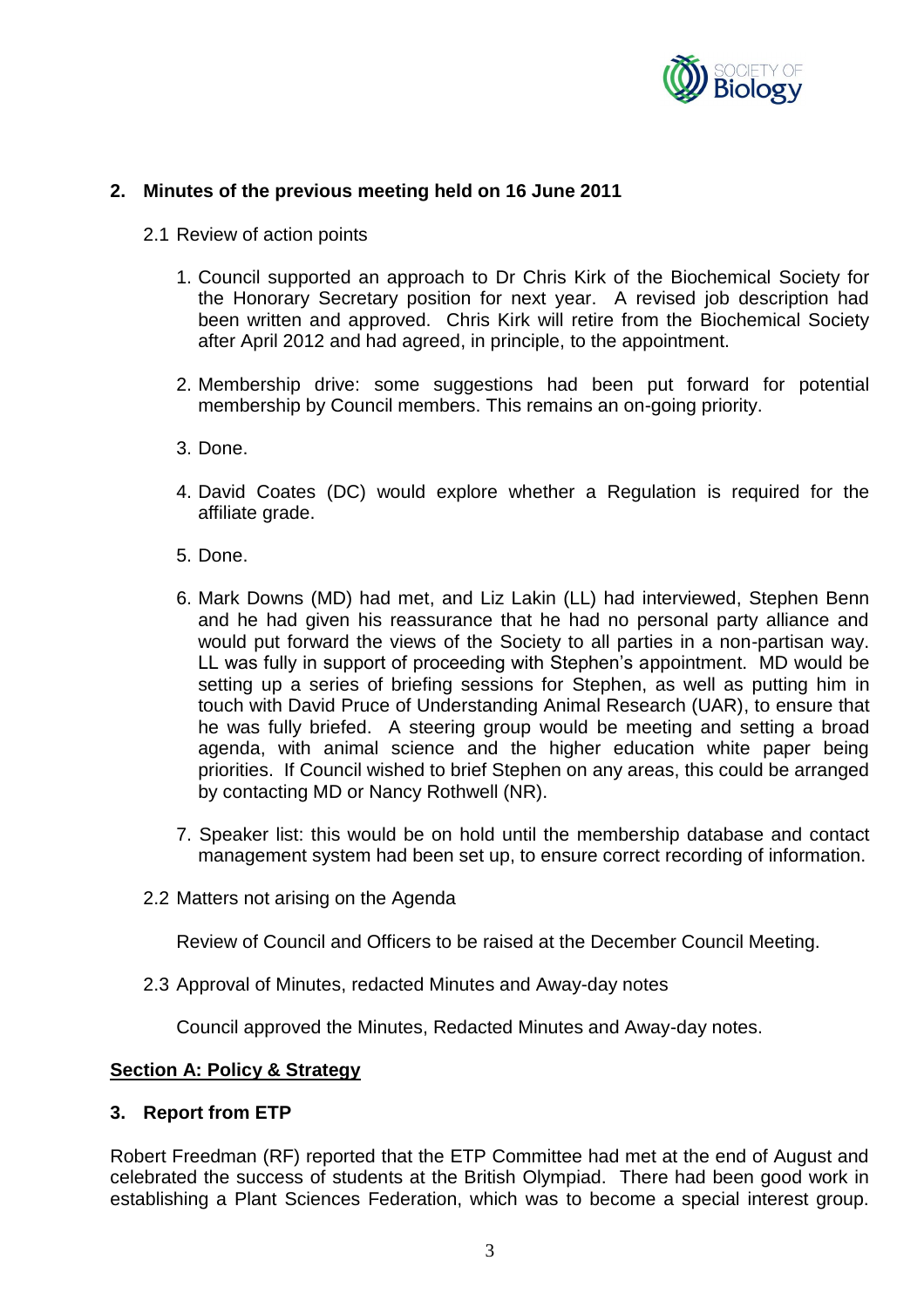## 2. Minutes of the previous meeting held on 16 June 2011

2.1 Review of action points

1. Council supported an approach to Dr Chris Kirk of the Biochemical Society for the Honorary Secretary position for next year. A revised job description had been written and approved. Chris Kirk will retire from the Biochemical Society after April 2012 and had agreed, in principle, to the appointment.

2. Membership drive: some suggestions had been put forward for potential membership by Council members. This remains an on-going priority.

3. Done.

4. David Coates (DC) would explore whether a Regulation is required for the affiliate grade.

5. Done.

6. Mark Downs (MD) had met, and Liz Lakin (LL) had interviewed, Stephen Benn and he had given his reassurance that he had no personal party alliance and would put forward the views of the Society to all parties in a non-partisan way. LL was fully in support of proceeding with Stephen's appointment. MD would be setting up a series of briefing sessions for Stephen, as well as putting him in touch with David Pruce of Understanding Animal Research (UAR), to ensure that he was fully briefed. A steering group would be meeting and setting a broad agenda, with animal science and the higher education white paper being priorities. If Council wished to brief Stephen on any areas, this could be arranged by contacting MD or Nancy Rothwell (NR).

7. Speaker list: this would be on hold until the membership database and contact management system had been set up, to ensure correct recording of information.

2.2 Matters not arising on the Agenda

Review of Council and Officers to be raised at the December Council Meeting.

2.3 Approval of Minutes, redacted Minutes and Away-day notes

Council approved the Minutes, Redacted Minutes and Away-day notes.

**Section A: Policy & Strategy**

## 3. Report from ETP

Robert Freedman (RF) reported that the ETP Committee had met at the end of August and celebrated the success of students at the British Olympiad. There had been good work in establishing a Plant Sciences Federation, which was to become a special interest group.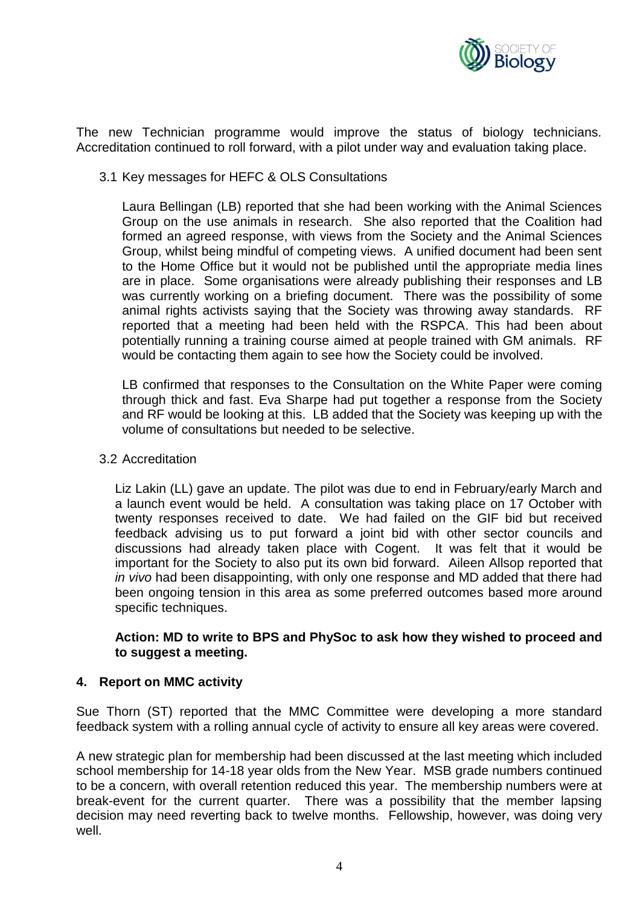The new Technician programme would improve the status of biology technicians. Accreditation continued to roll forward, with a pilot under way and evaluation taking place.

3.1 Key messages for HEFC & OLS Consultations

Laura Bellingan (LB) reported that she had been working with the Animal Sciences Group on the use animals in research. She also reported that the Coalition had formed an agreed response, with views from the Society and the Animal Sciences Group, whilst being mindful of competing views. A unified document had been sent to the Home Office but it would not be published until the appropriate media lines are in place. Some organisations were already publishing their responses and LB was currently working on a briefing document. There was the possibility of some animal rights activists saying that the Society was throwing away standards. RF reported that a meeting had been held with the RSPCA. This had been about potentially running a training course aimed at people trained with GM animals. RF would be contacting them again to see how the Society could be involved.

LB confirmed that responses to the Consultation on the White Paper were coming through thick and fast. Eva Sharpe had put together a response from the Society and RF would be looking at this. LB added that the Society was keeping up with the volume of consultations but needed to be selective.

3.2 Accreditation

Liz Lakin (LL) gave an update. The pilot was due to end in February/early March and a launch event would be held. A consultation was taking place on 17 October with twenty responses received to date. We had failed on the GIF bid but received feedback advising us to put forward a joint bid with other sector councils and discussions had already taken place with Cogent. It was felt that it would be important for the Society to also put its own bid forward. Aileen Allsop reported that *in vivo* had been disappointing, with only one response and MD added that there had been ongoing tension in this area as some preferred outcomes based more around specific techniques.

**Action: MD to write to BPS and PhySoc to ask how they wished to proceed and to suggest a meeting.**

## 4. Report on MMC activity

Sue Thorn (ST) reported that the MMC Committee were developing a more standard feedback system with a rolling annual cycle of activity to ensure all key areas were covered.

A new strategic plan for membership had been discussed at the last meeting which included school membership for 14-18 year olds from the New Year. MSB grade numbers continued to be a concern, with overall retention reduced this year. The membership numbers were at break-event for the current quarter. There was a possibility that the member lapsing decision may need reverting back to twelve months. Fellowship, however, was doing very well.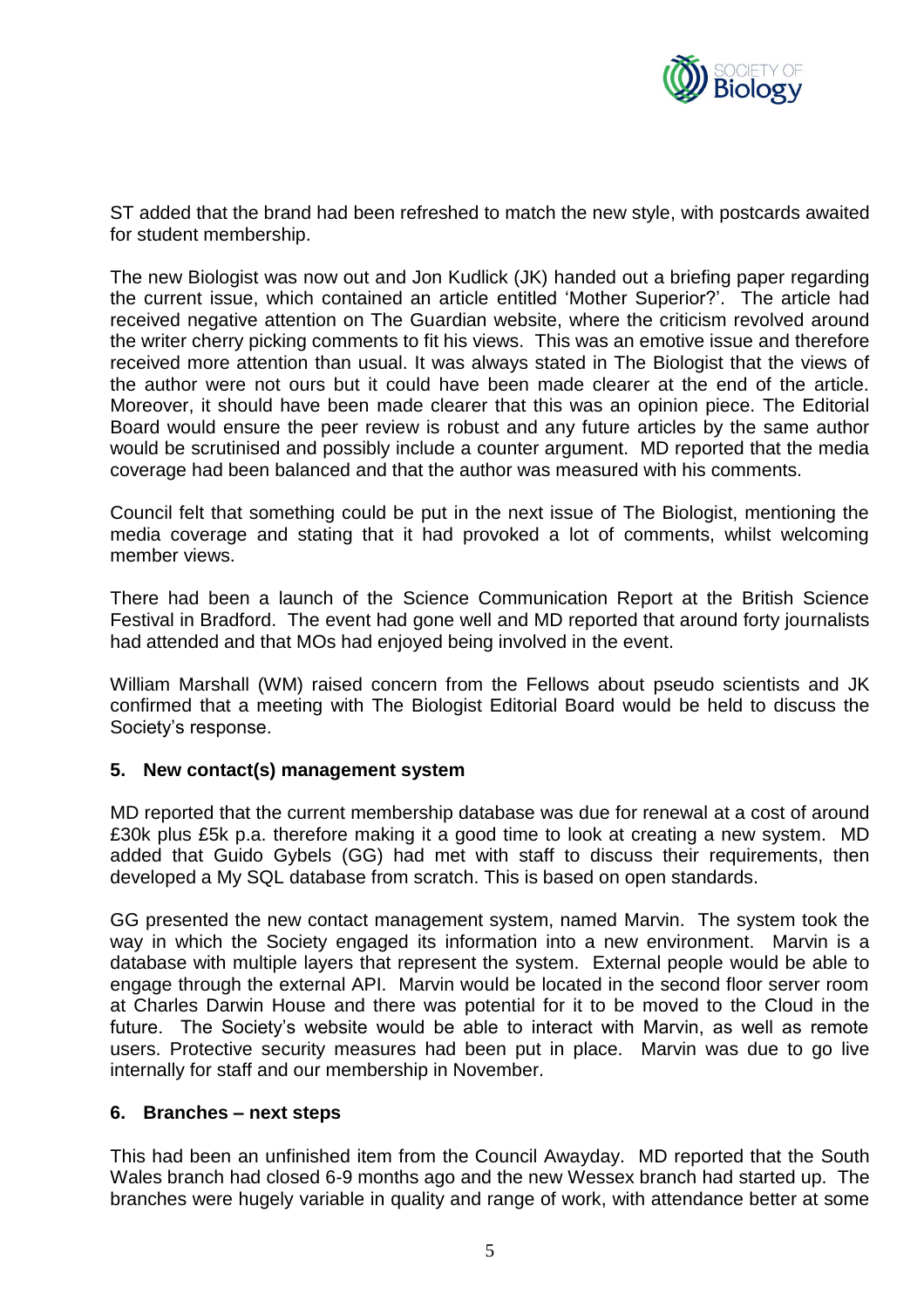ST added that the brand had been refreshed to match the new style, with postcards awaited for student membership.

The new Biologist was now out and Jon Kudlick (JK) handed out a briefing paper regarding the current issue, which contained an article entitled 'Mother Superior?'. The article had received negative attention on The Guardian website, where the criticism revolved around the writer cherry picking comments to fit his views. This was an emotive issue and therefore received more attention than usual. It was always stated in The Biologist that the views of the author were not ours but it could have been made clearer at the end of the article. Moreover, it should have been made clearer that this was an opinion piece. The Editorial Board would ensure the peer review is robust and any future articles by the same author would be scrutinised and possibly include a counter argument. MD reported that the media coverage had been balanced and that the author was measured with his comments.

Council felt that something could be put in the next issue of The Biologist, mentioning the media coverage and stating that it had provoked a lot of comments, whilst welcoming member views.

There had been a launch of the Science Communication Report at the British Science Festival in Bradford. The event had gone well and MD reported that around forty journalists had attended and that MOs had enjoyed being involved in the event.

William Marshall (WM) raised concern from the Fellows about pseudo scientists and JK confirmed that a meeting with The Biologist Editorial Board would be held to discuss the Society's response.

## 5. New contact(s) management system

MD reported that the current membership database was due for renewal at a cost of around £30k plus £5k p.a. therefore making it a good time to look at creating a new system. MD added that Guido Gybels (GG) had met with staff to discuss their requirements, then developed a My SQL database from scratch. This is based on open standards.

GG presented the new contact management system, named Marvin. The system took the way in which the Society engaged its information into a new environment. Marvin is a database with multiple layers that represent the system. External people would be able to engage through the external API. Marvin would be located in the second floor server room at Charles Darwin House and there was potential for it to be moved to the Cloud in the future. The Society's website would be able to interact with Marvin, as well as remote users. Protective security measures had been put in place. Marvin was due to go live internally for staff and our membership in November.

## 6. Branches – next steps

This had been an unfinished item from the Council Awayday. MD reported that the South Wales branch had closed 6-9 months ago and the new Wessex branch had started up. The branches were hugely variable in quality and range of work, with attendance better at some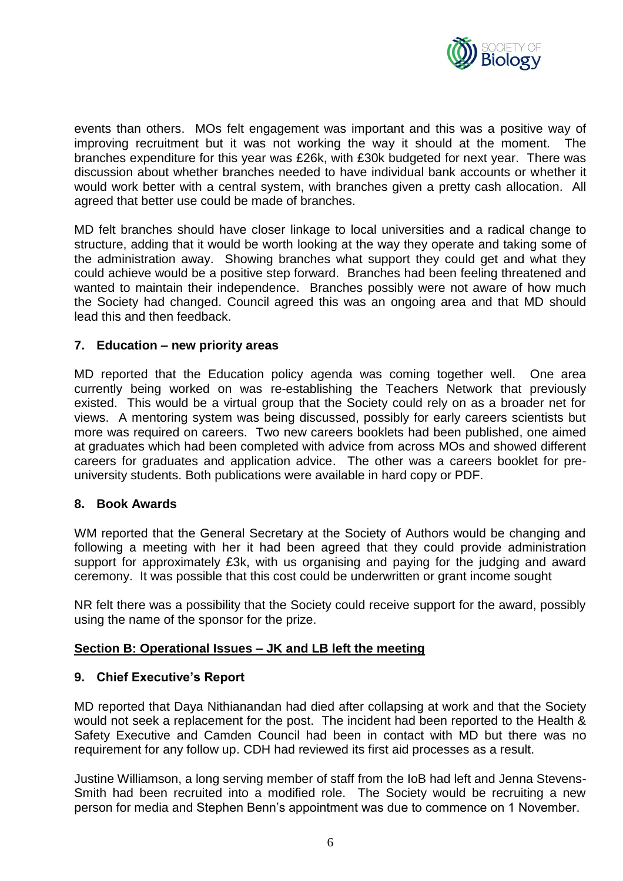events than others. MOs felt engagement was important and this was a positive way of improving recruitment but it was not working the way it should at the moment. The branches expenditure for this year was £26k, with £30k budgeted for next year. There was discussion about whether branches needed to have individual bank accounts or whether it would work better with a central system, with branches given a pretty cash allocation. All agreed that better use could be made of branches.

MD felt branches should have closer linkage to local universities and a radical change to structure, adding that it would be worth looking at the way they operate and taking some of the administration away. Showing branches what support they could get and what they could achieve would be a positive step forward. Branches had been feeling threatened and wanted to maintain their independence. Branches possibly were not aware of how much the Society had changed. Council agreed this was an ongoing area and that MD should lead this and then feedback.

### 7. Education – new priority areas

MD reported that the Education policy agenda was coming together well. One area currently being worked on was re-establishing the Teachers Network that previously existed. This would be a virtual group that the Society could rely on as a broader net for views. A mentoring system was being discussed, possibly for early careers scientists but more was required on careers. Two new careers booklets had been published, one aimed at graduates which had been completed with advice from across MOs and showed different careers for graduates and application advice. The other was a careers booklet for pre-university students. Both publications were available in hard copy or PDF.

### 8. Book Awards

WM reported that the General Secretary at the Society of Authors would be changing and following a meeting with her it had been agreed that they could provide administration support for approximately £3k, with us organising and paying for the judging and award ceremony. It was possible that this cost could be underwritten or grant income sought

NR felt there was a possibility that the Society could receive support for the award, possibly using the name of the sponsor for the prize.

## Section B: Operational Issues – JK and LB left the meeting

### 9. Chief Executive's Report

MD reported that Daya Nithianandan had died after collapsing at work and that the Society would not seek a replacement for the post. The incident had been reported to the Health & Safety Executive and Camden Council had been in contact with MD but there was no requirement for any follow up. CDH had reviewed its first aid processes as a result.

Justine Williamson, a long serving member of staff from the IoB had left and Jenna Stevens-Smith had been recruited into a modified role. The Society would be recruiting a new person for media and Stephen Benn's appointment was due to commence on 1 November.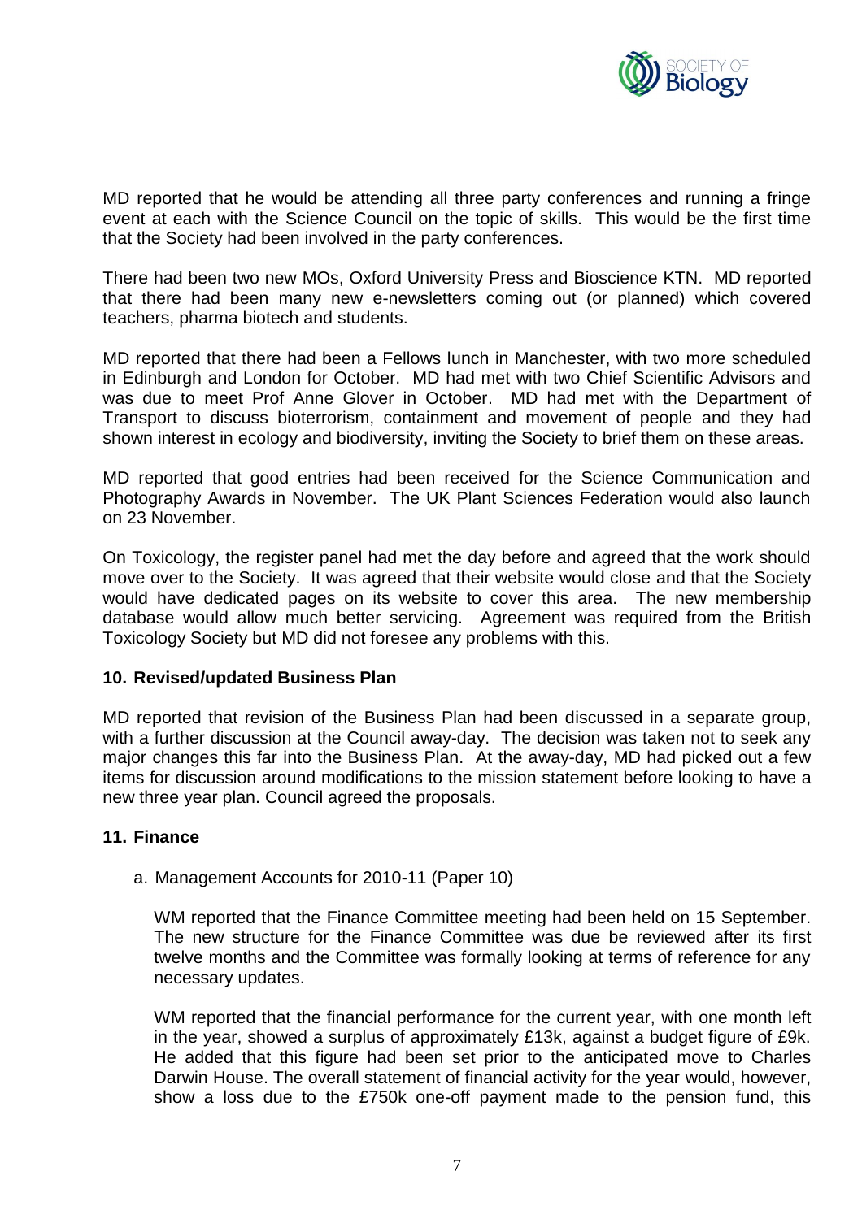MD reported that he would be attending all three party conferences and running a fringe event at each with the Science Council on the topic of skills. This would be the first time that the Society had been involved in the party conferences.

There had been two new MOs, Oxford University Press and Bioscience KTN. MD reported that there had been many new e-newsletters coming out (or planned) which covered teachers, pharma biotech and students.

MD reported that there had been a Fellows lunch in Manchester, with two more scheduled in Edinburgh and London for October. MD had met with two Chief Scientific Advisors and was due to meet Prof Anne Glover in October. MD had met with the Department of Transport to discuss bioterrorism, containment and movement of people and they had shown interest in ecology and biodiversity, inviting the Society to brief them on these areas.

MD reported that good entries had been received for the Science Communication and Photography Awards in November. The UK Plant Sciences Federation would also launch on 23 November.

On Toxicology, the register panel had met the day before and agreed that the work should move over to the Society. It was agreed that their website would close and that the Society would have dedicated pages on its website to cover this area. The new membership database would allow much better servicing. Agreement was required from the British Toxicology Society but MD did not foresee any problems with this.

## 10. Revised/updated Business Plan

MD reported that revision of the Business Plan had been discussed in a separate group, with a further discussion at the Council away-day. The decision was taken not to seek any major changes this far into the Business Plan. At the away-day, MD had picked out a few items for discussion around modifications to the mission statement before looking to have a new three year plan. Council agreed the proposals.

## 11. Finance

a. Management Accounts for 2010-11 (Paper 10)

WM reported that the Finance Committee meeting had been held on 15 September. The new structure for the Finance Committee was due be reviewed after its first twelve months and the Committee was formally looking at terms of reference for any necessary updates.

WM reported that the financial performance for the current year, with one month left in the year, showed a surplus of approximately £13k, against a budget figure of £9k. He added that this figure had been set prior to the anticipated move to Charles Darwin House. The overall statement of financial activity for the year would, however, show a loss due to the £750k one-off payment made to the pension fund, this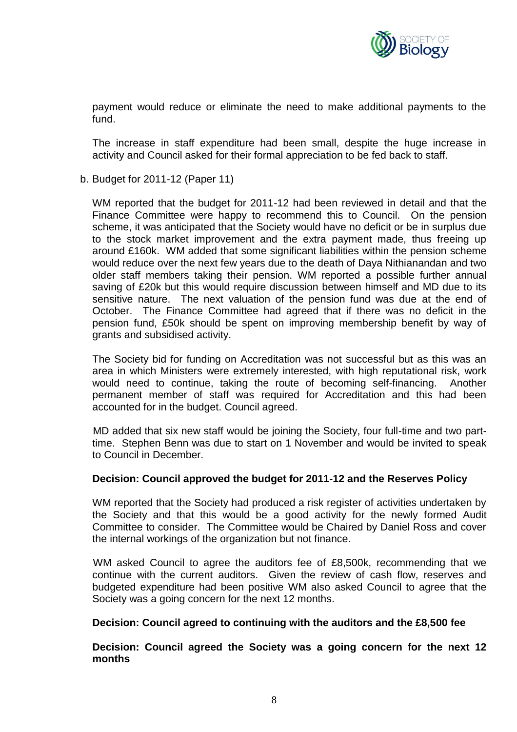payment would reduce or eliminate the need to make additional payments to the fund.

The increase in staff expenditure had been small, despite the huge increase in activity and Council asked for their formal appreciation to be fed back to staff.

b. Budget for 2011-12 (Paper 11)

WM reported that the budget for 2011-12 had been reviewed in detail and that the Finance Committee were happy to recommend this to Council. On the pension scheme, it was anticipated that the Society would have no deficit or be in surplus due to the stock market improvement and the extra payment made, thus freeing up around £160k. WM added that some significant liabilities within the pension scheme would reduce over the next few years due to the death of Daya Nithianandan and two older staff members taking their pension. WM reported a possible further annual saving of £20k but this would require discussion between himself and MD due to its sensitive nature. The next valuation of the pension fund was due at the end of October. The Finance Committee had agreed that if there was no deficit in the pension fund, £50k should be spent on improving membership benefit by way of grants and subsidised activity.

The Society bid for funding on Accreditation was not successful but as this was an area in which Ministers were extremely interested, with high reputational risk, work would need to continue, taking the route of becoming self-financing. Another permanent member of staff was required for Accreditation and this had been accounted for in the budget. Council agreed.

MD added that six new staff would be joining the Society, four full-time and two part-time. Stephen Benn was due to start on 1 November and would be invited to speak to Council in December.

**Decision: Council approved the budget for 2011-12 and the Reserves Policy**

WM reported that the Society had produced a risk register of activities undertaken by the Society and that this would be a good activity for the newly formed Audit Committee to consider. The Committee would be Chaired by Daniel Ross and cover the internal workings of the organization but not finance.

WM asked Council to agree the auditors fee of £8,500k, recommending that we continue with the current auditors. Given the review of cash flow, reserves and budgeted expenditure had been positive WM also asked Council to agree that the Society was a going concern for the next 12 months.

**Decision: Council agreed to continuing with the auditors and the £8,500 fee**

**Decision: Council agreed the Society was a going concern for the next 12 months**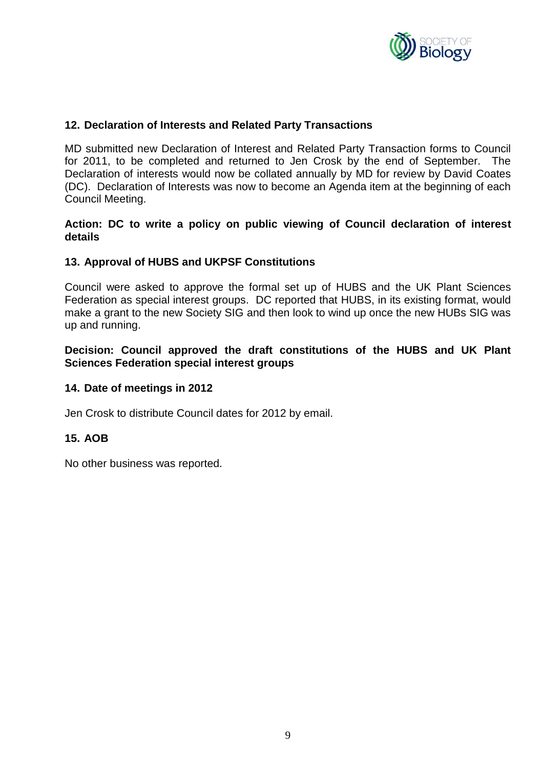## 12. Declaration of Interests and Related Party Transactions

MD submitted new Declaration of Interest and Related Party Transaction forms to Council for 2011, to be completed and returned to Jen Crosk by the end of September. The Declaration of interests would now be collated annually by MD for review by David Coates (DC). Declaration of Interests was now to become an Agenda item at the beginning of each Council Meeting.

**Action: DC to write a policy on public viewing of Council declaration of interest details**

## 13. Approval of HUBS and UKPSF Constitutions

Council were asked to approve the formal set up of HUBS and the UK Plant Sciences Federation as special interest groups. DC reported that HUBS, in its existing format, would make a grant to the new Society SIG and then look to wind up once the new HUBs SIG was up and running.

**Decision: Council approved the draft constitutions of the HUBS and UK Plant Sciences Federation special interest groups**

## 14. Date of meetings in 2012

Jen Crosk to distribute Council dates for 2012 by email.

## 15. AOB

No other business was reported.